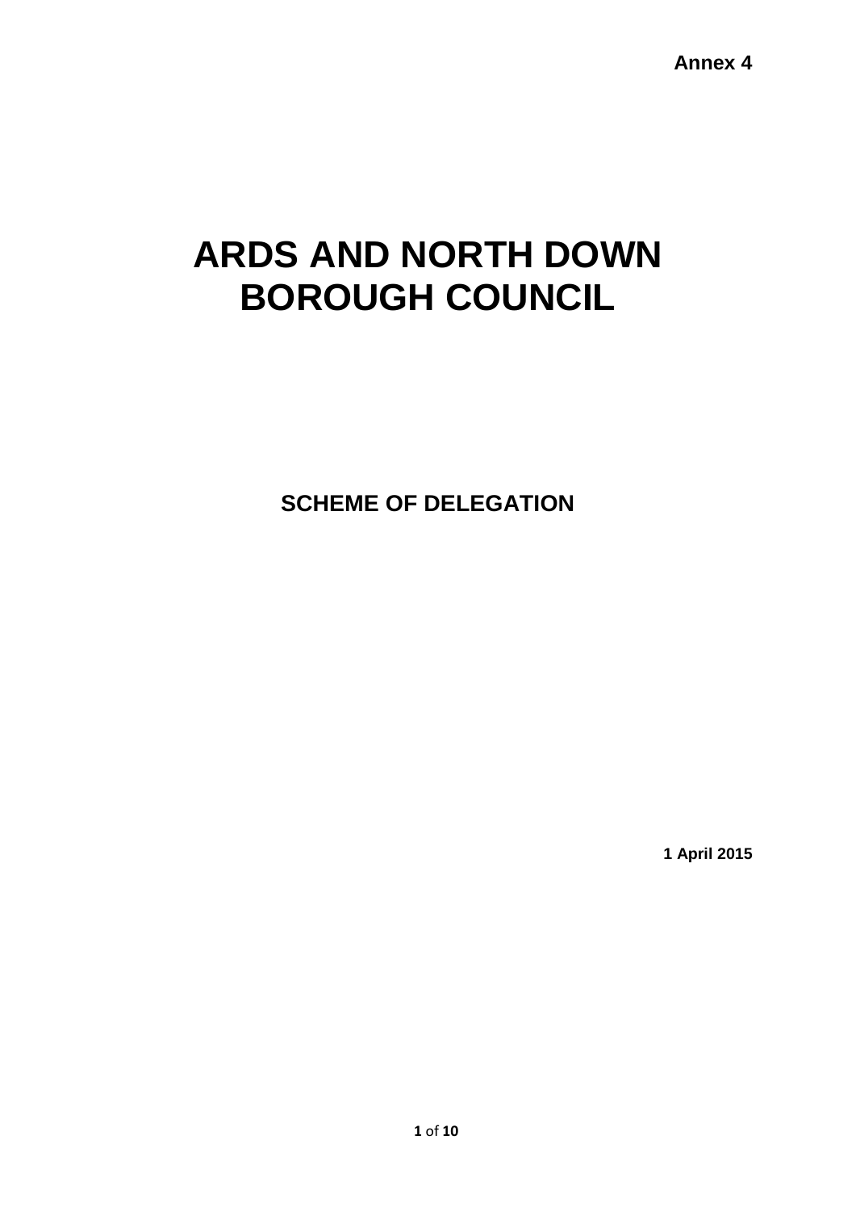**Annex 4**

# ARDS AND NORTH DOWN BOROUGH COUNCIL

## SCHEME OF DELEGATION

**1 April 2015**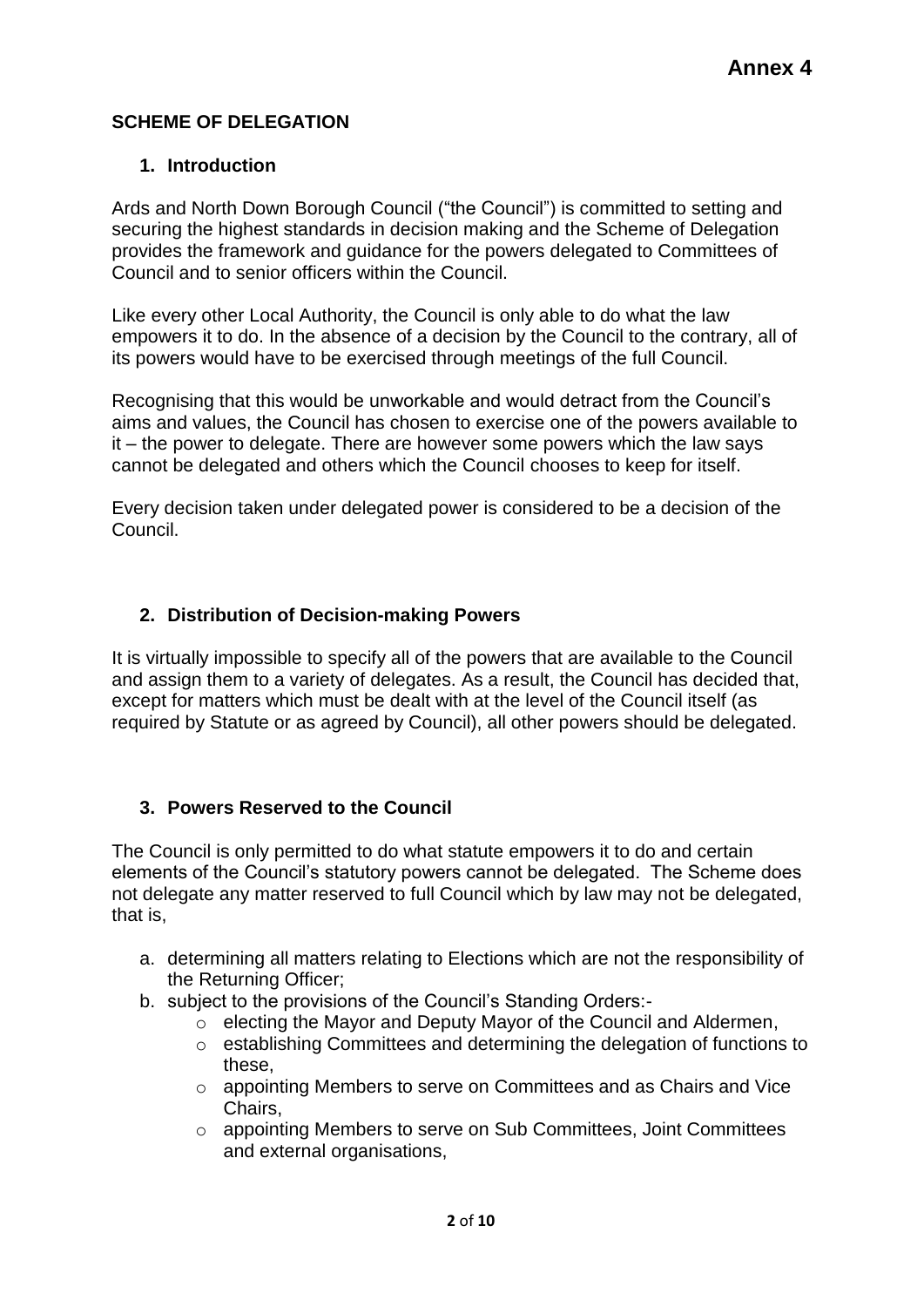**Annex 4**

## SCHEME OF DELEGATION

### 1. Introduction

Ards and North Down Borough Council ("the Council") is committed to setting and securing the highest standards in decision making and the Scheme of Delegation provides the framework and guidance for the powers delegated to Committees of Council and to senior officers within the Council.

Like every other Local Authority, the Council is only able to do what the law empowers it to do. In the absence of a decision by the Council to the contrary, all of its powers would have to be exercised through meetings of the full Council.

Recognising that this would be unworkable and would detract from the Council's aims and values, the Council has chosen to exercise one of the powers available to it – the power to delegate. There are however some powers which the law says cannot be delegated and others which the Council chooses to keep for itself.

Every decision taken under delegated power is considered to be a decision of the Council.

### 2. Distribution of Decision-making Powers

It is virtually impossible to specify all of the powers that are available to the Council and assign them to a variety of delegates. As a result, the Council has decided that, except for matters which must be dealt with at the level of the Council itself (as required by Statute or as agreed by Council), all other powers should be delegated.

### 3. Powers Reserved to the Council

The Council is only permitted to do what statute empowers it to do and certain elements of the Council's statutory powers cannot be delegated. The Scheme does not delegate any matter reserved to full Council which by law may not be delegated, that is,

a. determining all matters relating to Elections which are not the responsibility of the Returning Officer;
b. subject to the provisions of the Council's Standing Orders:-
   - electing the Mayor and Deputy Mayor of the Council and Aldermen,
   - establishing Committees and determining the delegation of functions to these,
   - appointing Members to serve on Committees and as Chairs and Vice Chairs,
   - appointing Members to serve on Sub Committees, Joint Committees and external organisations,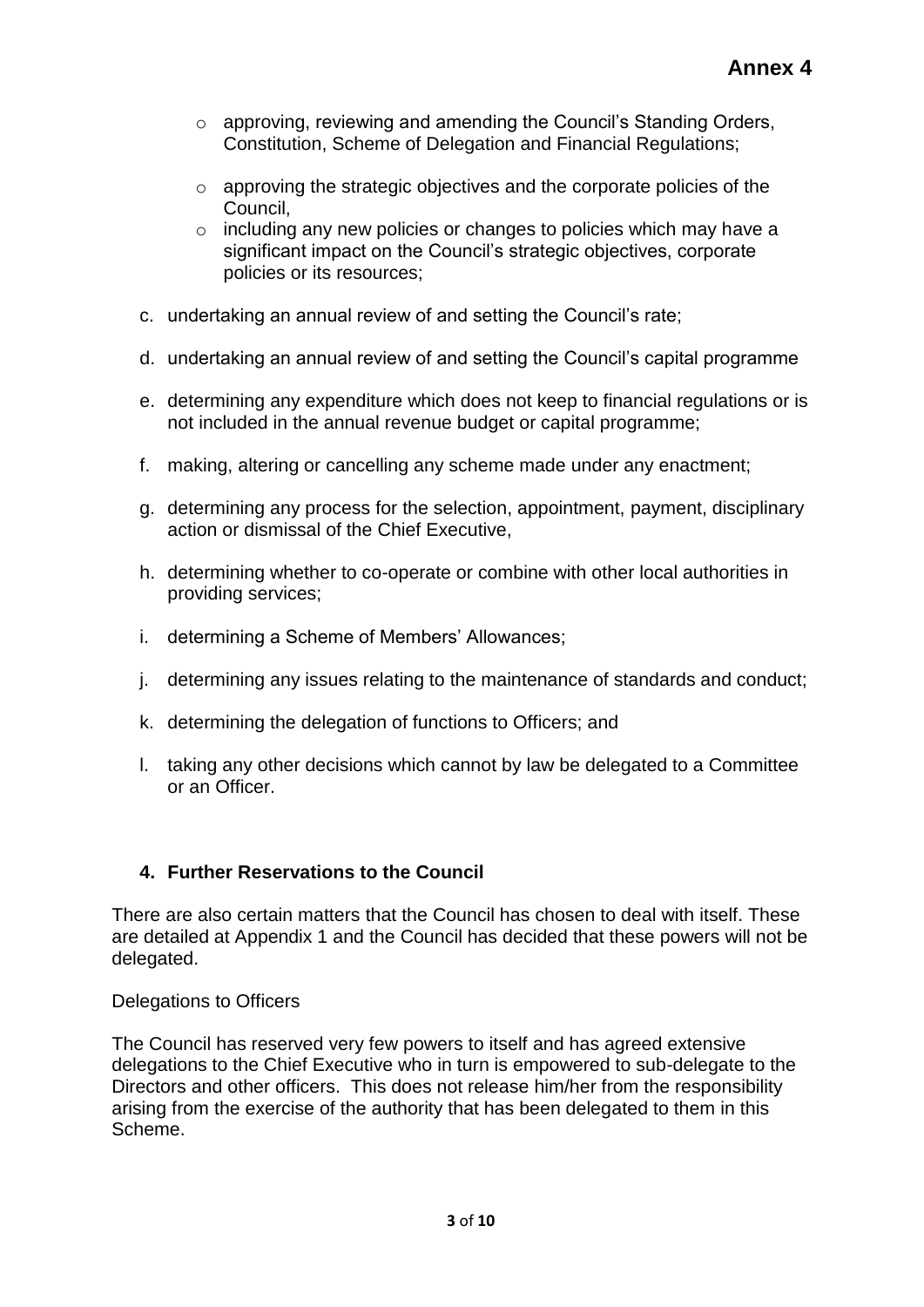- approving, reviewing and amending the Council's Standing Orders, Constitution, Scheme of Delegation and Financial Regulations;

- approving the strategic objectives and the corporate policies of the Council,
- including any new policies or changes to policies which may have a significant impact on the Council's strategic objectives, corporate policies or its resources;

c. undertaking an annual review of and setting the Council's rate;

d. undertaking an annual review of and setting the Council's capital programme

e. determining any expenditure which does not keep to financial regulations or is not included in the annual revenue budget or capital programme;

f. making, altering or cancelling any scheme made under any enactment;

g. determining any process for the selection, appointment, payment, disciplinary action or dismissal of the Chief Executive,

h. determining whether to co-operate or combine with other local authorities in providing services;

i. determining a Scheme of Members' Allowances;

j. determining any issues relating to the maintenance of standards and conduct;

k. determining the delegation of functions to Officers; and

l. taking any other decisions which cannot by law be delegated to a Committee or an Officer.

## 4. Further Reservations to the Council

There are also certain matters that the Council has chosen to deal with itself. These are detailed at Appendix 1 and the Council has decided that these powers will not be delegated.

Delegations to Officers

The Council has reserved very few powers to itself and has agreed extensive delegations to the Chief Executive who in turn is empowered to sub-delegate to the Directors and other officers. This does not release him/her from the responsibility arising from the exercise of the authority that has been delegated to them in this Scheme.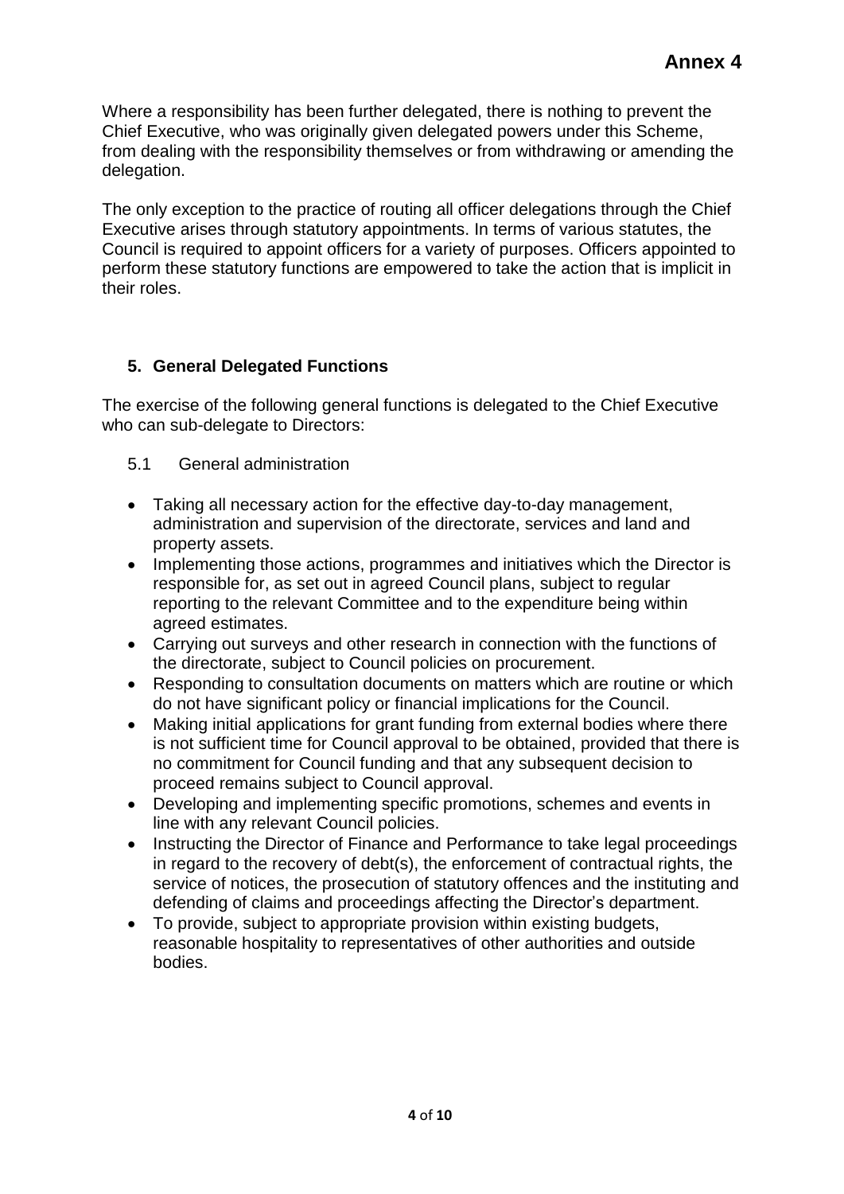Where a responsibility has been further delegated, there is nothing to prevent the Chief Executive, who was originally given delegated powers under this Scheme, from dealing with the responsibility themselves or from withdrawing or amending the delegation.

The only exception to the practice of routing all officer delegations through the Chief Executive arises through statutory appointments. In terms of various statutes, the Council is required to appoint officers for a variety of purposes. Officers appointed to perform these statutory functions are empowered to take the action that is implicit in their roles.

## 5. General Delegated Functions

The exercise of the following general functions is delegated to the Chief Executive who can sub-delegate to Directors:

### 5.1 General administration

- Taking all necessary action for the effective day-to-day management, administration and supervision of the directorate, services and land and property assets.
- Implementing those actions, programmes and initiatives which the Director is responsible for, as set out in agreed Council plans, subject to regular reporting to the relevant Committee and to the expenditure being within agreed estimates.
- Carrying out surveys and other research in connection with the functions of the directorate, subject to Council policies on procurement.
- Responding to consultation documents on matters which are routine or which do not have significant policy or financial implications for the Council.
- Making initial applications for grant funding from external bodies where there is not sufficient time for Council approval to be obtained, provided that there is no commitment for Council funding and that any subsequent decision to proceed remains subject to Council approval.
- Developing and implementing specific promotions, schemes and events in line with any relevant Council policies.
- Instructing the Director of Finance and Performance to take legal proceedings in regard to the recovery of debt(s), the enforcement of contractual rights, the service of notices, the prosecution of statutory offences and the instituting and defending of claims and proceedings affecting the Director's department.
- To provide, subject to appropriate provision within existing budgets, reasonable hospitality to representatives of other authorities and outside bodies.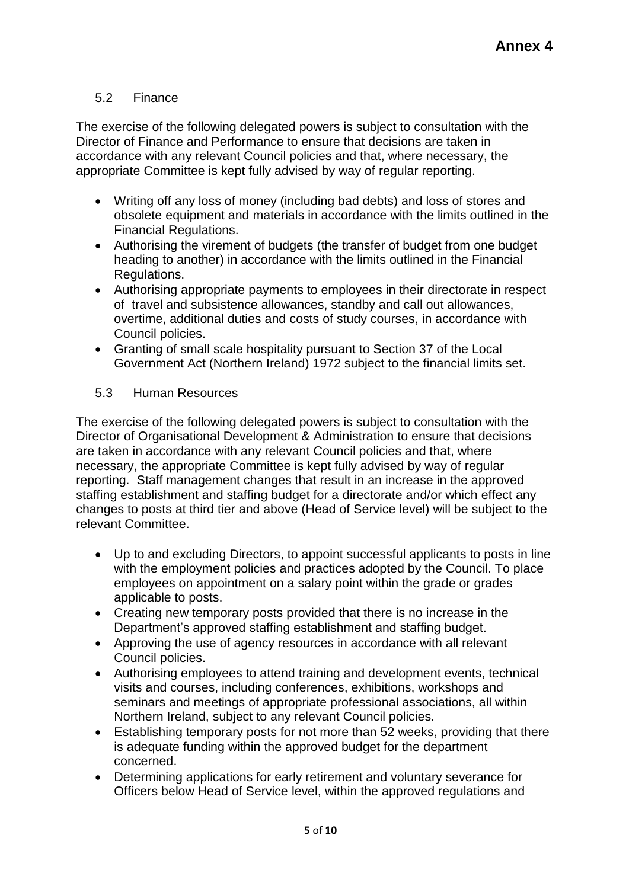**Annex 4**

### 5.2 Finance

The exercise of the following delegated powers is subject to consultation with the Director of Finance and Performance to ensure that decisions are taken in accordance with any relevant Council policies and that, where necessary, the appropriate Committee is kept fully advised by way of regular reporting.

- Writing off any loss of money (including bad debts) and loss of stores and obsolete equipment and materials in accordance with the limits outlined in the Financial Regulations.
- Authorising the virement of budgets (the transfer of budget from one budget heading to another) in accordance with the limits outlined in the Financial Regulations.
- Authorising appropriate payments to employees in their directorate in respect of travel and subsistence allowances, standby and call out allowances, overtime, additional duties and costs of study courses, in accordance with Council policies.
- Granting of small scale hospitality pursuant to Section 37 of the Local Government Act (Northern Ireland) 1972 subject to the financial limits set.

### 5.3 Human Resources

The exercise of the following delegated powers is subject to consultation with the Director of Organisational Development & Administration to ensure that decisions are taken in accordance with any relevant Council policies and that, where necessary, the appropriate Committee is kept fully advised by way of regular reporting. Staff management changes that result in an increase in the approved staffing establishment and staffing budget for a directorate and/or which effect any changes to posts at third tier and above (Head of Service level) will be subject to the relevant Committee.

- Up to and excluding Directors, to appoint successful applicants to posts in line with the employment policies and practices adopted by the Council. To place employees on appointment on a salary point within the grade or grades applicable to posts.
- Creating new temporary posts provided that there is no increase in the Department's approved staffing establishment and staffing budget.
- Approving the use of agency resources in accordance with all relevant Council policies.
- Authorising employees to attend training and development events, technical visits and courses, including conferences, exhibitions, workshops and seminars and meetings of appropriate professional associations, all within Northern Ireland, subject to any relevant Council policies.
- Establishing temporary posts for not more than 52 weeks, providing that there is adequate funding within the approved budget for the department concerned.
- Determining applications for early retirement and voluntary severance for Officers below Head of Service level, within the approved regulations and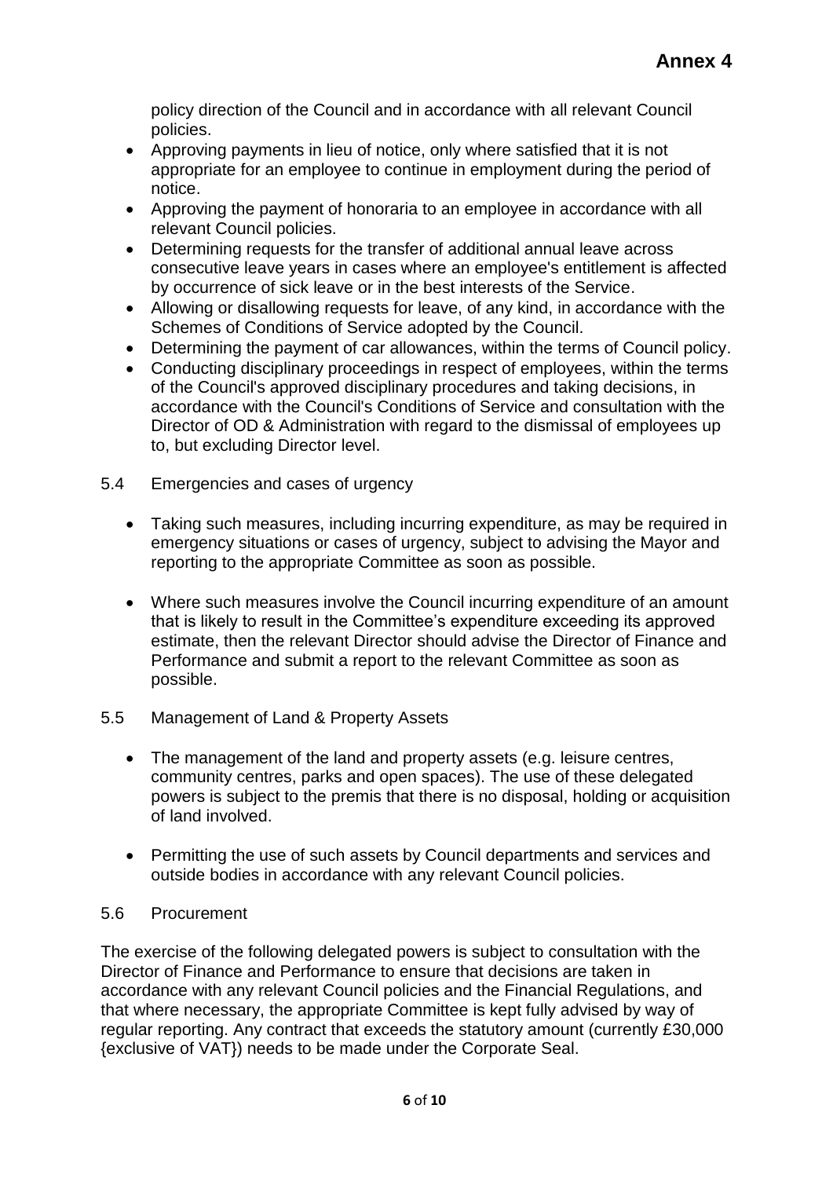policy direction of the Council and in accordance with all relevant Council policies.

- Approving payments in lieu of notice, only where satisfied that it is not appropriate for an employee to continue in employment during the period of notice.
- Approving the payment of honoraria to an employee in accordance with all relevant Council policies.
- Determining requests for the transfer of additional annual leave across consecutive leave years in cases where an employee's entitlement is affected by occurrence of sick leave or in the best interests of the Service.
- Allowing or disallowing requests for leave, of any kind, in accordance with the Schemes of Conditions of Service adopted by the Council.
- Determining the payment of car allowances, within the terms of Council policy.
- Conducting disciplinary proceedings in respect of employees, within the terms of the Council's approved disciplinary procedures and taking decisions, in accordance with the Council's Conditions of Service and consultation with the Director of OD & Administration with regard to the dismissal of employees up to, but excluding Director level.

5.4 Emergencies and cases of urgency

- Taking such measures, including incurring expenditure, as may be required in emergency situations or cases of urgency, subject to advising the Mayor and reporting to the appropriate Committee as soon as possible.

- Where such measures involve the Council incurring expenditure of an amount that is likely to result in the Committee's expenditure exceeding its approved estimate, then the relevant Director should advise the Director of Finance and Performance and submit a report to the relevant Committee as soon as possible.

5.5 Management of Land & Property Assets

- The management of the land and property assets (e.g. leisure centres, community centres, parks and open spaces). The use of these delegated powers is subject to the premis that there is no disposal, holding or acquisition of land involved.

- Permitting the use of such assets by Council departments and services and outside bodies in accordance with any relevant Council policies.

5.6 Procurement

The exercise of the following delegated powers is subject to consultation with the Director of Finance and Performance to ensure that decisions are taken in accordance with any relevant Council policies and the Financial Regulations, and that where necessary, the appropriate Committee is kept fully advised by way of regular reporting. Any contract that exceeds the statutory amount (currently £30,000 {exclusive of VAT}) needs to be made under the Corporate Seal.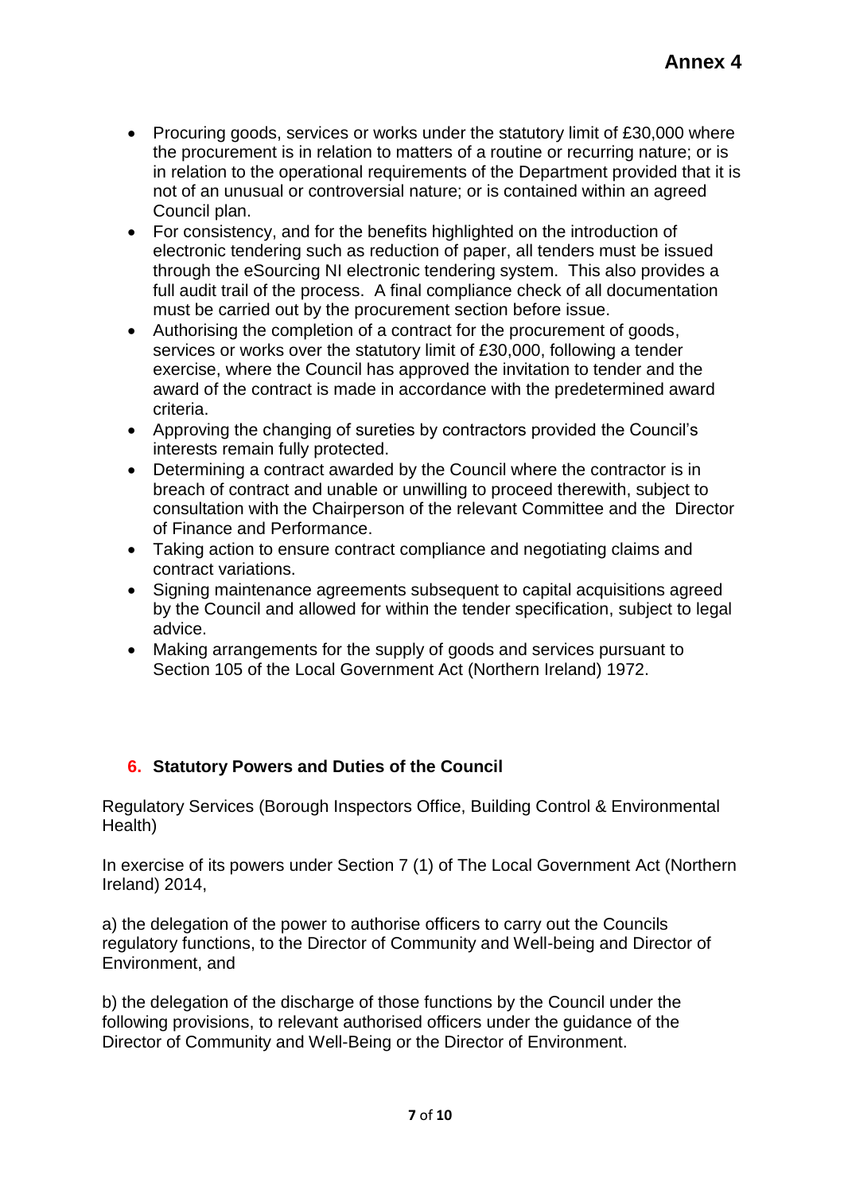**Annex 4**

- Procuring goods, services or works under the statutory limit of £30,000 where the procurement is in relation to matters of a routine or recurring nature; or is in relation to the operational requirements of the Department provided that it is not of an unusual or controversial nature; or is contained within an agreed Council plan.
- For consistency, and for the benefits highlighted on the introduction of electronic tendering such as reduction of paper, all tenders must be issued through the eSourcing NI electronic tendering system. This also provides a full audit trail of the process. A final compliance check of all documentation must be carried out by the procurement section before issue.
- Authorising the completion of a contract for the procurement of goods, services or works over the statutory limit of £30,000, following a tender exercise, where the Council has approved the invitation to tender and the award of the contract is made in accordance with the predetermined award criteria.
- Approving the changing of sureties by contractors provided the Council's interests remain fully protected.
- Determining a contract awarded by the Council where the contractor is in breach of contract and unable or unwilling to proceed therewith, subject to consultation with the Chairperson of the relevant Committee and the Director of Finance and Performance.
- Taking action to ensure contract compliance and negotiating claims and contract variations.
- Signing maintenance agreements subsequent to capital acquisitions agreed by the Council and allowed for within the tender specification, subject to legal advice.
- Making arrangements for the supply of goods and services pursuant to Section 105 of the Local Government Act (Northern Ireland) 1972.

## 6. Statutory Powers and Duties of the Council

Regulatory Services (Borough Inspectors Office, Building Control & Environmental Health)

In exercise of its powers under Section 7 (1) of The Local Government Act (Northern Ireland) 2014,

a) the delegation of the power to authorise officers to carry out the Councils regulatory functions, to the Director of Community and Well-being and Director of Environment, and

b) the delegation of the discharge of those functions by the Council under the following provisions, to relevant authorised officers under the guidance of the Director of Community and Well-Being or the Director of Environment.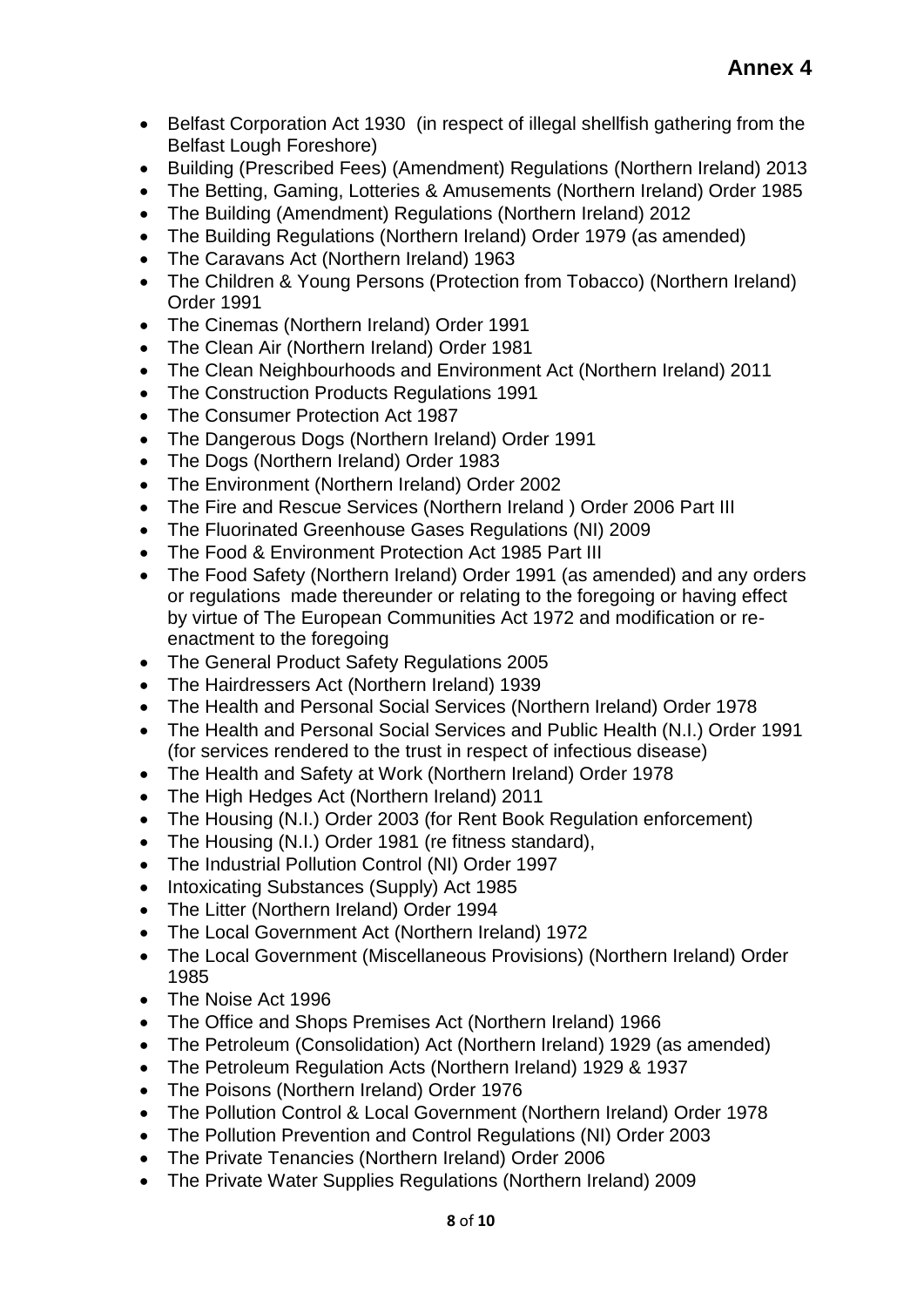# Annex 4

- Belfast Corporation Act 1930 (in respect of illegal shellfish gathering from the Belfast Lough Foreshore)
- Building (Prescribed Fees) (Amendment) Regulations (Northern Ireland) 2013
- The Betting, Gaming, Lotteries & Amusements (Northern Ireland) Order 1985
- The Building (Amendment) Regulations (Northern Ireland) 2012
- The Building Regulations (Northern Ireland) Order 1979 (as amended)
- The Caravans Act (Northern Ireland) 1963
- The Children & Young Persons (Protection from Tobacco) (Northern Ireland) Order 1991
- The Cinemas (Northern Ireland) Order 1991
- The Clean Air (Northern Ireland) Order 1981
- The Clean Neighbourhoods and Environment Act (Northern Ireland) 2011
- The Construction Products Regulations 1991
- The Consumer Protection Act 1987
- The Dangerous Dogs (Northern Ireland) Order 1991
- The Dogs (Northern Ireland) Order 1983
- The Environment (Northern Ireland) Order 2002
- The Fire and Rescue Services (Northern Ireland ) Order 2006 Part III
- The Fluorinated Greenhouse Gases Regulations (NI) 2009
- The Food & Environment Protection Act 1985 Part III
- The Food Safety (Northern Ireland) Order 1991 (as amended) and any orders or regulations made thereunder or relating to the foregoing or having effect by virtue of The European Communities Act 1972 and modification or re-enactment to the foregoing
- The General Product Safety Regulations 2005
- The Hairdressers Act (Northern Ireland) 1939
- The Health and Personal Social Services (Northern Ireland) Order 1978
- The Health and Personal Social Services and Public Health (N.I.) Order 1991 (for services rendered to the trust in respect of infectious disease)
- The Health and Safety at Work (Northern Ireland) Order 1978
- The High Hedges Act (Northern Ireland) 2011
- The Housing (N.I.) Order 2003 (for Rent Book Regulation enforcement)
- The Housing (N.I.) Order 1981 (re fitness standard),
- The Industrial Pollution Control (NI) Order 1997
- Intoxicating Substances (Supply) Act 1985
- The Litter (Northern Ireland) Order 1994
- The Local Government Act (Northern Ireland) 1972
- The Local Government (Miscellaneous Provisions) (Northern Ireland) Order 1985
- The Noise Act 1996
- The Office and Shops Premises Act (Northern Ireland) 1966
- The Petroleum (Consolidation) Act (Northern Ireland) 1929 (as amended)
- The Petroleum Regulation Acts (Northern Ireland) 1929 & 1937
- The Poisons (Northern Ireland) Order 1976
- The Pollution Control & Local Government (Northern Ireland) Order 1978
- The Pollution Prevention and Control Regulations (NI) Order 2003
- The Private Tenancies (Northern Ireland) Order 2006
- The Private Water Supplies Regulations (Northern Ireland) 2009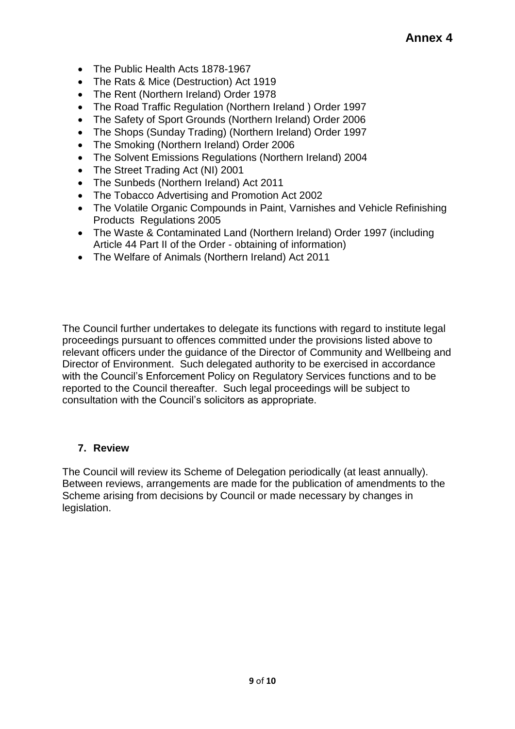- The Public Health Acts 1878-1967
- The Rats & Mice (Destruction) Act 1919
- The Rent (Northern Ireland) Order 1978
- The Road Traffic Regulation (Northern Ireland ) Order 1997
- The Safety of Sport Grounds (Northern Ireland) Order 2006
- The Shops (Sunday Trading) (Northern Ireland) Order 1997
- The Smoking (Northern Ireland) Order 2006
- The Solvent Emissions Regulations (Northern Ireland) 2004
- The Street Trading Act (NI) 2001
- The Sunbeds (Northern Ireland) Act 2011
- The Tobacco Advertising and Promotion Act 2002
- The Volatile Organic Compounds in Paint, Varnishes and Vehicle Refinishing Products Regulations 2005
- The Waste & Contaminated Land (Northern Ireland) Order 1997 (including Article 44 Part II of the Order - obtaining of information)
- The Welfare of Animals (Northern Ireland) Act 2011

The Council further undertakes to delegate its functions with regard to institute legal proceedings pursuant to offences committed under the provisions listed above to relevant officers under the guidance of the Director of Community and Wellbeing and Director of Environment. Such delegated authority to be exercised in accordance with the Council's Enforcement Policy on Regulatory Services functions and to be reported to the Council thereafter. Such legal proceedings will be subject to consultation with the Council's solicitors as appropriate.

## 7. Review

The Council will review its Scheme of Delegation periodically (at least annually). Between reviews, arrangements are made for the publication of amendments to the Scheme arising from decisions by Council or made necessary by changes in legislation.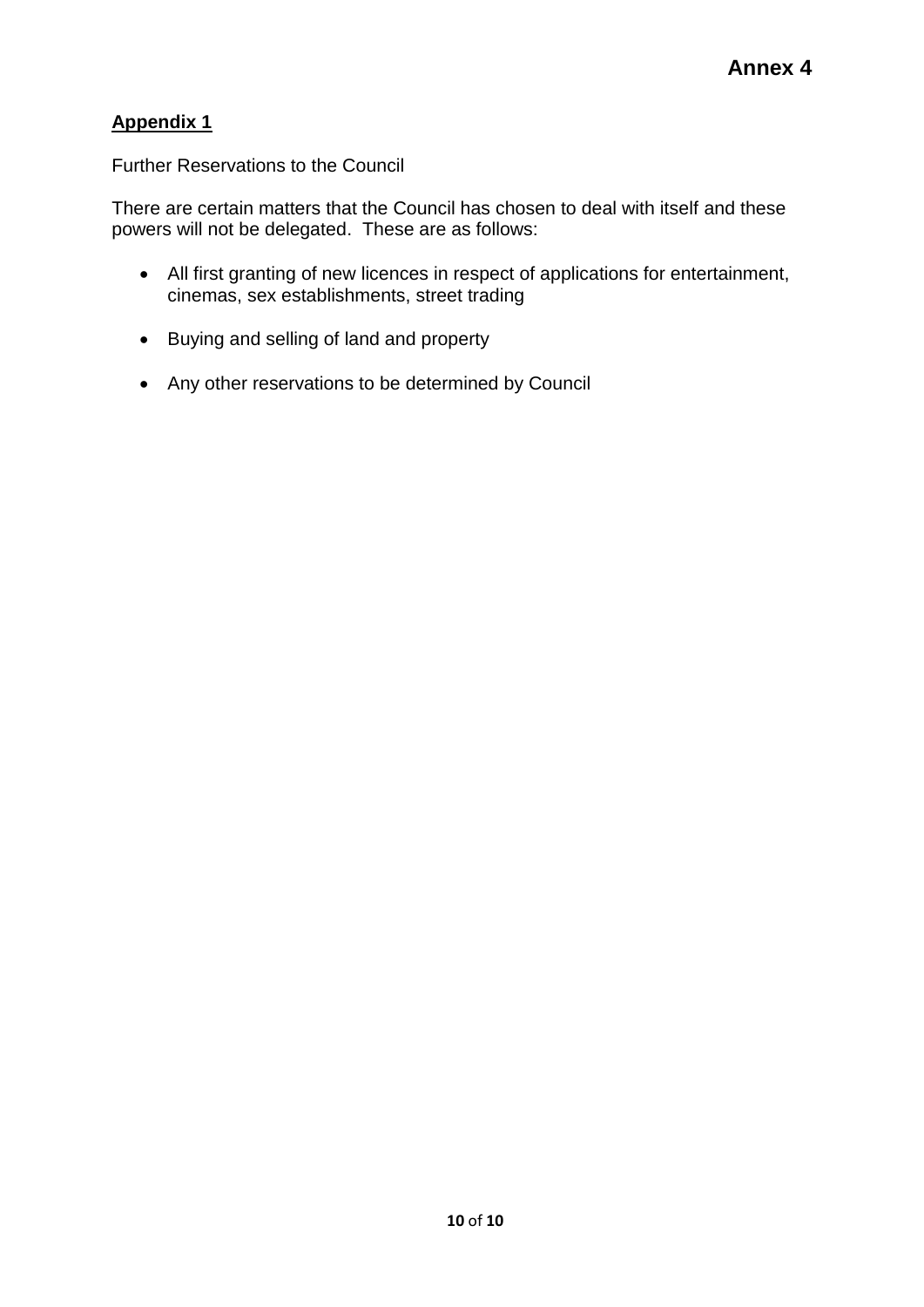**Annex 4**

**Appendix 1**

Further Reservations to the Council

There are certain matters that the Council has chosen to deal with itself and these powers will not be delegated. These are as follows:

- All first granting of new licences in respect of applications for entertainment, cinemas, sex establishments, street trading
- Buying and selling of land and property
- Any other reservations to be determined by Council